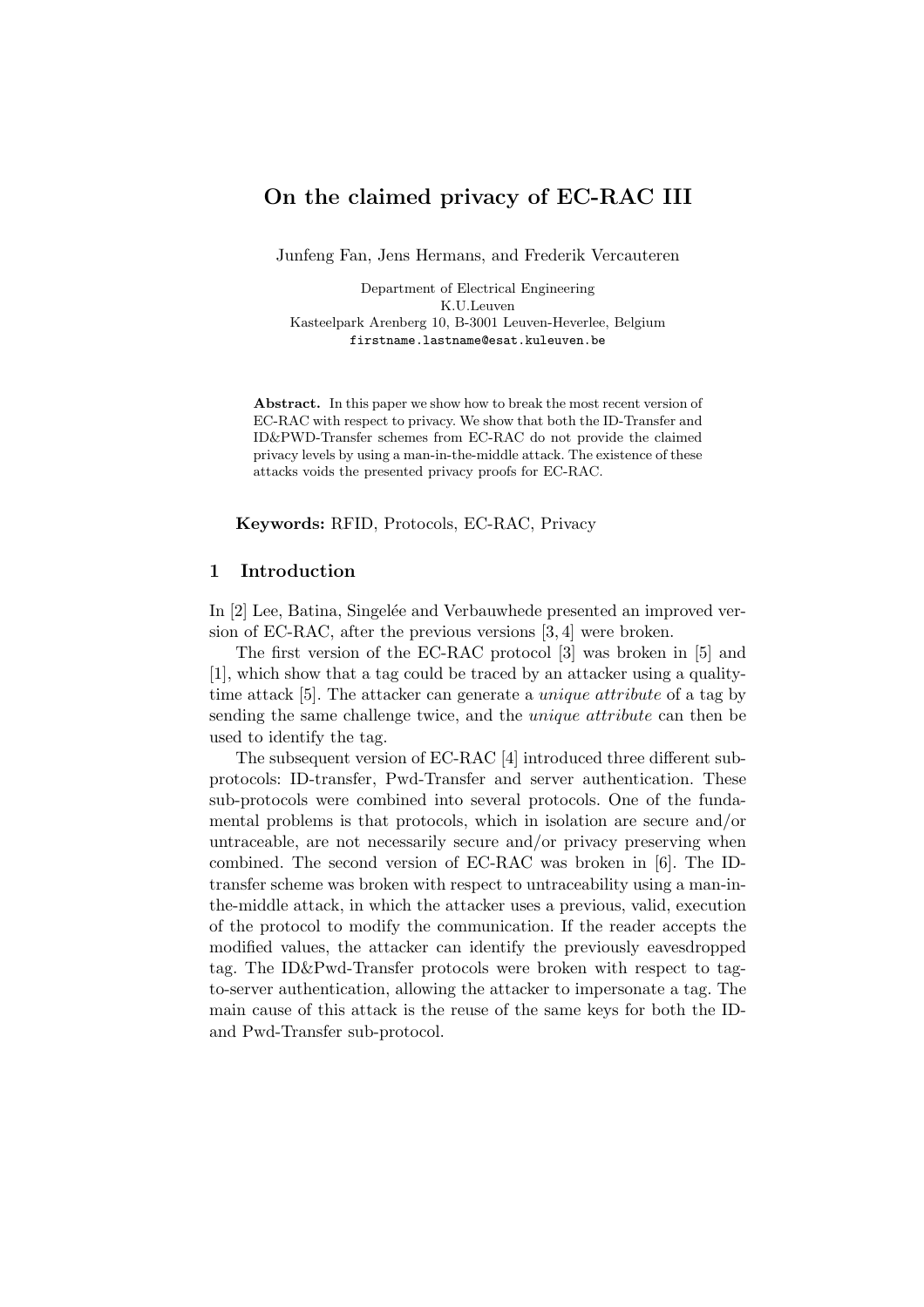# On the claimed privacy of EC-RAC III

Junfeng Fan, Jens Hermans, and Frederik Vercauteren

Department of Electrical Engineering
K.U.Leuven
Kasteelpark Arenberg 10, B-3001 Leuven-Heverlee, Belgium
firstname.lastname@esat.kuleuven.be

**Abstract.** In this paper we show how to break the most recent version of EC-RAC with respect to privacy. We show that both the ID-Transfer and ID&PWD-Transfer schemes from EC-RAC do not provide the claimed privacy levels by using a man-in-the-middle attack. The existence of these attacks voids the presented privacy proofs for EC-RAC.

**Keywords:** RFID, Protocols, EC-RAC, Privacy

## 1 Introduction

In [2] Lee, Batina, Singelée and Verbauwhede presented an improved version of EC-RAC, after the previous versions [3, 4] were broken.

The first version of the EC-RAC protocol [3] was broken in [5] and [1], which show that a tag could be traced by an attacker using a quality-time attack [5]. The attacker can generate a *unique attribute* of a tag by sending the same challenge twice, and the *unique attribute* can then be used to identify the tag.

The subsequent version of EC-RAC [4] introduced three different sub-protocols: ID-transfer, Pwd-Transfer and server authentication. These sub-protocols were combined into several protocols. One of the fundamental problems is that protocols, which in isolation are secure and/or untraceable, are not necessarily secure and/or privacy preserving when combined. The second version of EC-RAC was broken in [6]. The ID-transfer scheme was broken with respect to untraceability using a man-in-the-middle attack, in which the attacker uses a previous, valid, execution of the protocol to modify the communication. If the reader accepts the modified values, the attacker can identify the previously eavesdropped tag. The ID&Pwd-Transfer protocols were broken with respect to tag-to-server authentication, allowing the attacker to impersonate a tag. The main cause of this attack is the reuse of the same keys for both the ID- and Pwd-Transfer sub-protocol.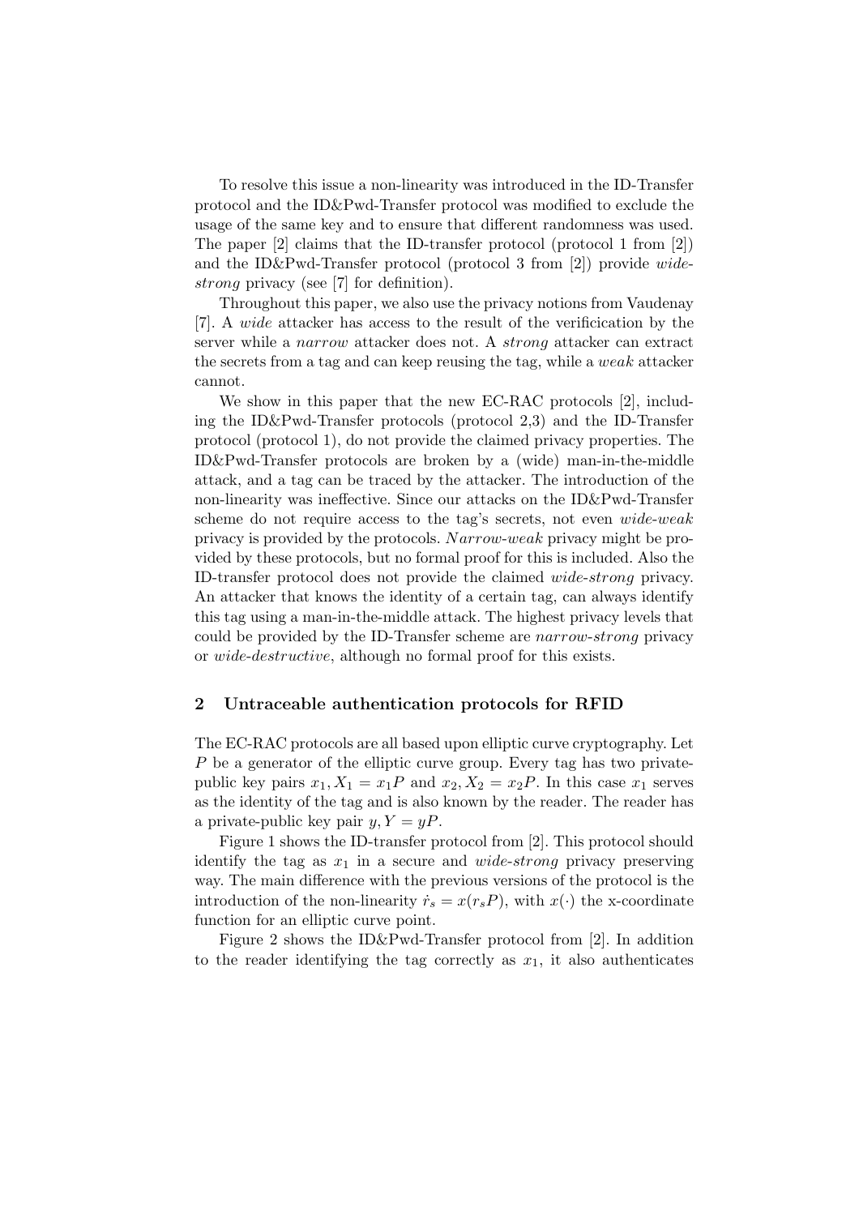To resolve this issue a non-linearity was introduced in the ID-Transfer protocol and the ID&Pwd-Transfer protocol was modified to exclude the usage of the same key and to ensure that different randomness was used. The paper [2] claims that the ID-transfer protocol (protocol 1 from [2]) and the ID&Pwd-Transfer protocol (protocol 3 from [2]) provide *wide-strong* privacy (see [7] for definition).

Throughout this paper, we also use the privacy notions from Vaudenay [7]. A *wide* attacker has access to the result of the verificication by the server while a *narrow* attacker does not. A *strong* attacker can extract the secrets from a tag and can keep reusing the tag, while a *weak* attacker cannot.

We show in this paper that the new EC-RAC protocols [2], including the ID&Pwd-Transfer protocols (protocol 2,3) and the ID-Transfer protocol (protocol 1), do not provide the claimed privacy properties. The ID&Pwd-Transfer protocols are broken by a (wide) man-in-the-middle attack, and a tag can be traced by the attacker. The introduction of the non-linearity was ineffective. Since our attacks on the ID&Pwd-Transfer scheme do not require access to the tag's secrets, not even *wide-weak* privacy is provided by the protocols. *Narrow-weak* privacy might be provided by these protocols, but no formal proof for this is included. Also the ID-transfer protocol does not provide the claimed *wide-strong* privacy. An attacker that knows the identity of a certain tag, can always identify this tag using a man-in-the-middle attack. The highest privacy levels that could be provided by the ID-Transfer scheme are *narrow-strong* privacy or *wide-destructive*, although no formal proof for this exists.

## 2 Untraceable authentication protocols for RFID

The EC-RAC protocols are all based upon elliptic curve cryptography. Let $P$ be a generator of the elliptic curve group. Every tag has two private-public key pairs $x_1, X_1 = x_1 P$ and $x_2, X_2 = x_2 P$. In this case $x_1$ serves as the identity of the tag and is also known by the reader. The reader has a private-public key pair $y, Y = yP$.

Figure 1 shows the ID-transfer protocol from [2]. This protocol should identify the tag as $x_1$ in a secure and *wide-strong* privacy preserving way. The main difference with the previous versions of the protocol is the introduction of the non-linearity $\dot{r}_s = x(r_s P)$, with $x(\cdot)$ the x-coordinate function for an elliptic curve point.

Figure 2 shows the ID&Pwd-Transfer protocol from [2]. In addition to the reader identifying the tag correctly as $x_1$, it also authenticates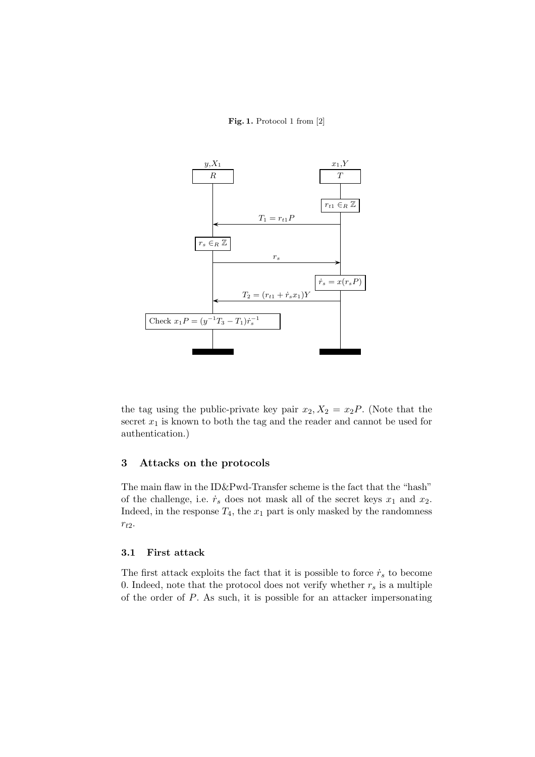**Fig. 1.** Protocol 1 from [2]

the tag using the public-private key pair $x_2, X_2 = x_2P$. (Note that the secret $x_1$ is known to both the tag and the reader and cannot be used for authentication.)

## 3 Attacks on the protocols

The main flaw in the ID&Pwd-Transfer scheme is the fact that the "hash" of the challenge, i.e. $\dot{r}_s$ does not mask all of the secret keys $x_1$ and $x_2$. Indeed, in the response $T_4$, the $x_1$ part is only masked by the randomness $r_{t2}$.

### 3.1 First attack

The first attack exploits the fact that it is possible to force $\dot{r}_s$ to become 0. Indeed, note that the protocol does not verify whether $r_s$ is a multiple of the order of $P$. As such, it is possible for an attacker impersonating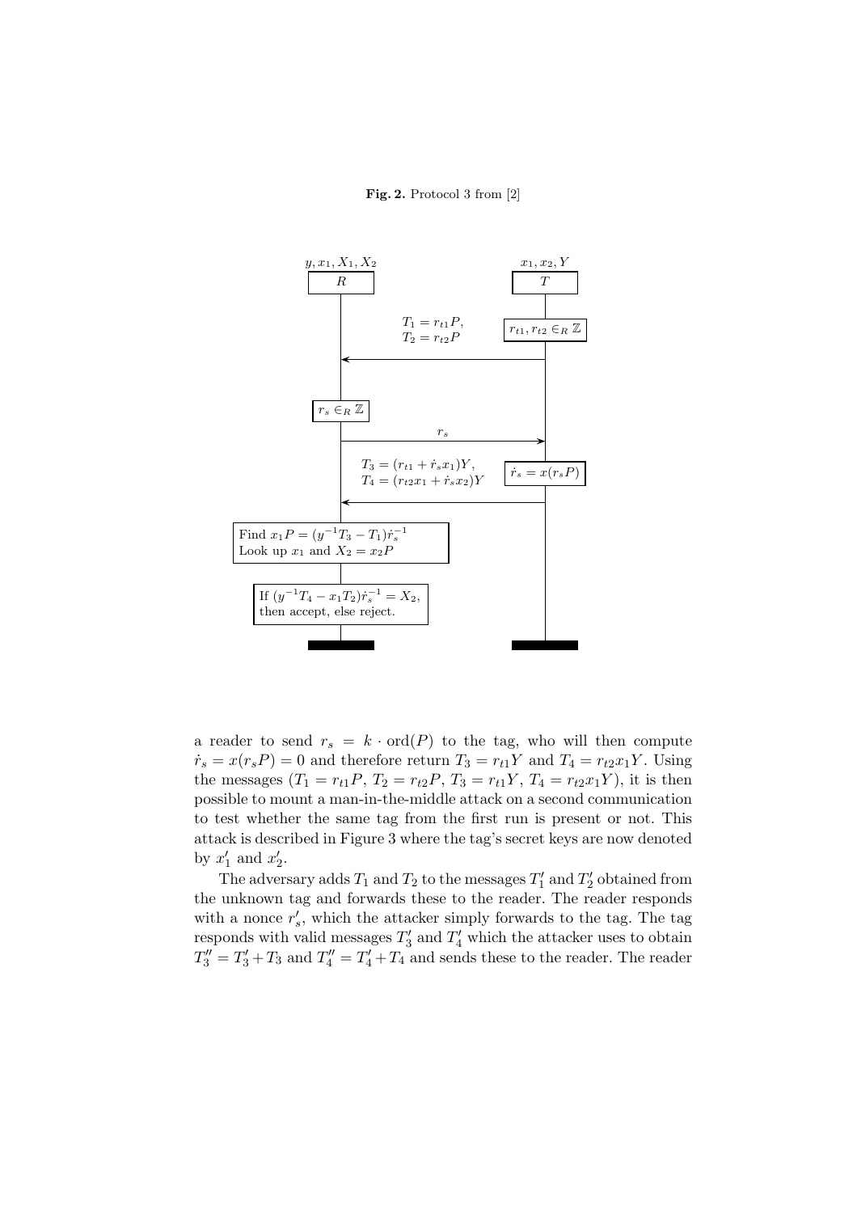**Fig. 2.** Protocol 3 from [2]

| $R$ ($y, x_1, X_1, X_2$) | | $T$ ($x_1, x_2, Y$) |
| --- | --- | --- |
| | | $r_{t1}, r_{t2} \in_R \mathbb{Z}$ |
| | $\xleftarrow{T_1 = r_{t1}P,\ T_2 = r_{t2}P}$ | |
| $r_s \in_R \mathbb{Z}$ | | |
| | $\xrightarrow{r_s}$ | |
| | | $\dot{r}_s = x(r_sP)$ |
| | $\xleftarrow{T_3 = (r_{t1} + \dot{r}_s x_1)Y,\ T_4 = (r_{t2}x_1 + \dot{r}_s x_2)Y}$ | |
| Find $x_1P = (y^{-1}T_3 - T_1)\dot{r}_s^{-1}$. Look up $x_1$ and $X_2 = x_2P$ | | |
| If $(y^{-1}T_4 - x_1T_2)\dot{r}_s^{-1} = X_2$, then accept, else reject. | | |

a reader to send $r_s = k \cdot \mathrm{ord}(P)$ to the tag, who will then compute $\dot{r}_s = x(r_sP) = 0$ and therefore return $T_3 = r_{t1}Y$ and $T_4 = r_{t2}x_1Y$. Using the messages $(T_1 = r_{t1}P,\ T_2 = r_{t2}P,\ T_3 = r_{t1}Y,\ T_4 = r_{t2}x_1Y)$, it is then possible to mount a man-in-the-middle attack on a second communication to test whether the same tag from the first run is present or not. This attack is described in Figure 3 where the tag's secret keys are now denoted by $x_1'$ and $x_2'$.

The adversary adds $T_1$ and $T_2$ to the messages $T_1'$ and $T_2'$ obtained from the unknown tag and forwards these to the reader. The reader responds with a nonce $r_s'$, which the attacker simply forwards to the tag. The tag responds with valid messages $T_3'$ and $T_4'$ which the attacker uses to obtain $T_3'' = T_3' + T_3$ and $T_4'' = T_4' + T_4$ and sends these to the reader. The reader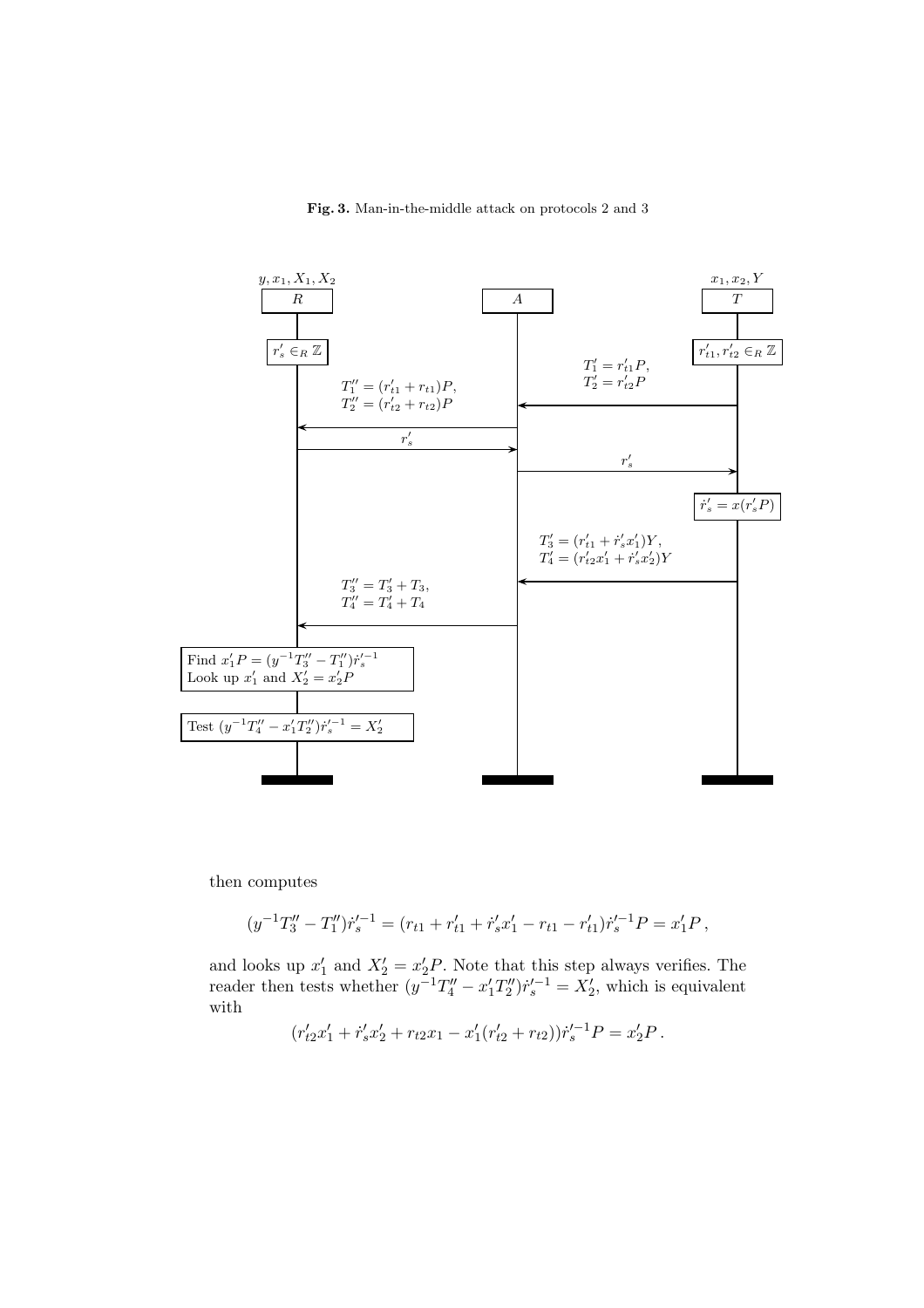**Fig. 3.** Man-in-the-middle attack on protocols 2 and 3

| $R$ ($y, x_1, X_1, X_2$) | | $A$ | | $T$ ($x_1, x_2, Y$) |
|---|---|---|---|---|
| $r'_s \in_R \mathbb{Z}$ | | | | $r'_{t1}, r'_{t2} \in_R \mathbb{Z}$ |
| | | | $\xleftarrow{T'_1 = r'_{t1}P,\; T'_2 = r'_{t2}P}$ | |
| | $\xleftarrow{T''_1 = (r'_{t1} + r_{t1})P,\; T''_2 = (r'_{t2} + r_{t2})P}$ | | | |
| | $\xrightarrow{r'_s}$ | | | |
| | | | $\xrightarrow{r'_s}$ | |
| | | | | $\dot{r}'_s = x(r'_s P)$ |
| | | | $\xleftarrow{T'_3 = (r'_{t1} + \dot{r}'_s x'_1)Y,\; T'_4 = (r'_{t2} x'_1 + \dot{r}'_s x'_2)Y}$ | |
| | $\xleftarrow{T''_3 = T'_3 + T_3,\; T''_4 = T'_4 + T_4}$ | | | |
| Find $x'_1 P = (y^{-1}T''_3 - T''_1)\dot{r}'^{-1}_s$; Look up $x'_1$ and $X'_2 = x'_2 P$ | | | | |
| Test $(y^{-1}T''_4 - x'_1 T''_2)\dot{r}'^{-1}_s = X'_2$ | | | | |

then computes

$$(y^{-1}T''_3 - T''_1)\dot{r}'^{-1}_s = (r_{t1} + r'_{t1} + \dot{r}'_s x'_1 - r_{t1} - r'_{t1})\dot{r}'^{-1}_s P = x'_1 P\,,$$

and looks up $x'_1$ and $X'_2 = x'_2 P$. Note that this step always verifies. The reader then tests whether $(y^{-1}T''_4 - x'_1 T''_2)\dot{r}'^{-1}_s = X'_2$, which is equivalent with

$$(r'_{t2}x'_1 + \dot{r}'_s x'_2 + r_{t2}x_1 - x'_1(r'_{t2} + r_{t2}))\dot{r}'^{-1}_s P = x'_2 P\,.$$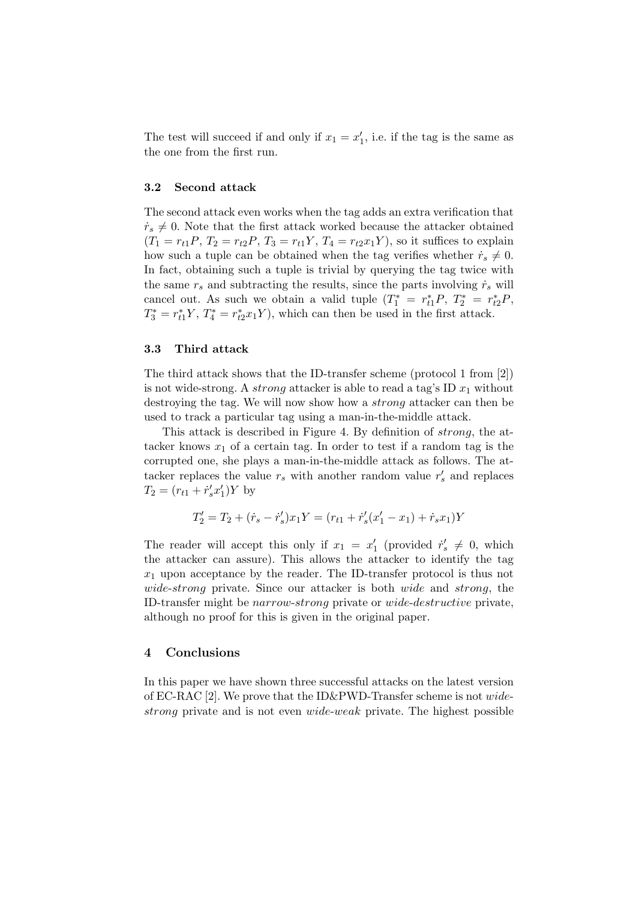The test will succeed if and only if $x_1 = x_1'$, i.e. if the tag is the same as the one from the first run.

### 3.2 Second attack

The second attack even works when the tag adds an extra verification that $\dot{r}_s \neq 0$. Note that the first attack worked because the attacker obtained $(T_1 = r_{t1}P,\ T_2 = r_{t2}P,\ T_3 = r_{t1}Y,\ T_4 = r_{t2}x_1Y)$, so it suffices to explain how such a tuple can be obtained when the tag verifies whether $\dot{r}_s \neq 0$. In fact, obtaining such a tuple is trivial by querying the tag twice with the same $r_s$ and subtracting the results, since the parts involving $\dot{r}_s$ will cancel out. As such we obtain a valid tuple $(T_1^* = r_{t1}^*P,\ T_2^* = r_{t2}^*P,\ T_3^* = r_{t1}^*Y,\ T_4^* = r_{t2}^*x_1Y)$, which can then be used in the first attack.

### 3.3 Third attack

The third attack shows that the ID-transfer scheme (protocol 1 from [2]) is not wide-strong. A *strong* attacker is able to read a tag's ID $x_1$ without destroying the tag. We will now show how a *strong* attacker can then be used to track a particular tag using a man-in-the-middle attack.

This attack is described in Figure 4. By definition of *strong*, the attacker knows $x_1$ of a certain tag. In order to test if a random tag is the corrupted one, she plays a man-in-the-middle attack as follows. The attacker replaces the value $r_s$ with another random value $r_s'$ and replaces $T_2 = (r_{t1} + \dot{r}_s' x_1')Y$ by

$$T_2' = T_2 + (\dot{r}_s - \dot{r}_s')x_1Y = (r_{t1} + \dot{r}_s'(x_1' - x_1) + \dot{r}_s x_1)Y$$

The reader will accept this only if $x_1 = x_1'$ (provided $\dot{r}_s' \neq 0$, which the attacker can assure). This allows the attacker to identify the tag $x_1$ upon acceptance by the reader. The ID-transfer protocol is thus not *wide-strong* private. Since our attacker is both *wide* and *strong*, the ID-transfer might be *narrow-strong* private or *wide-destructive* private, although no proof for this is given in the original paper.

## 4 Conclusions

In this paper we have shown three successful attacks on the latest version of EC-RAC [2]. We prove that the ID&PWD-Transfer scheme is not *wide-strong* private and is not even *wide-weak* private. The highest possible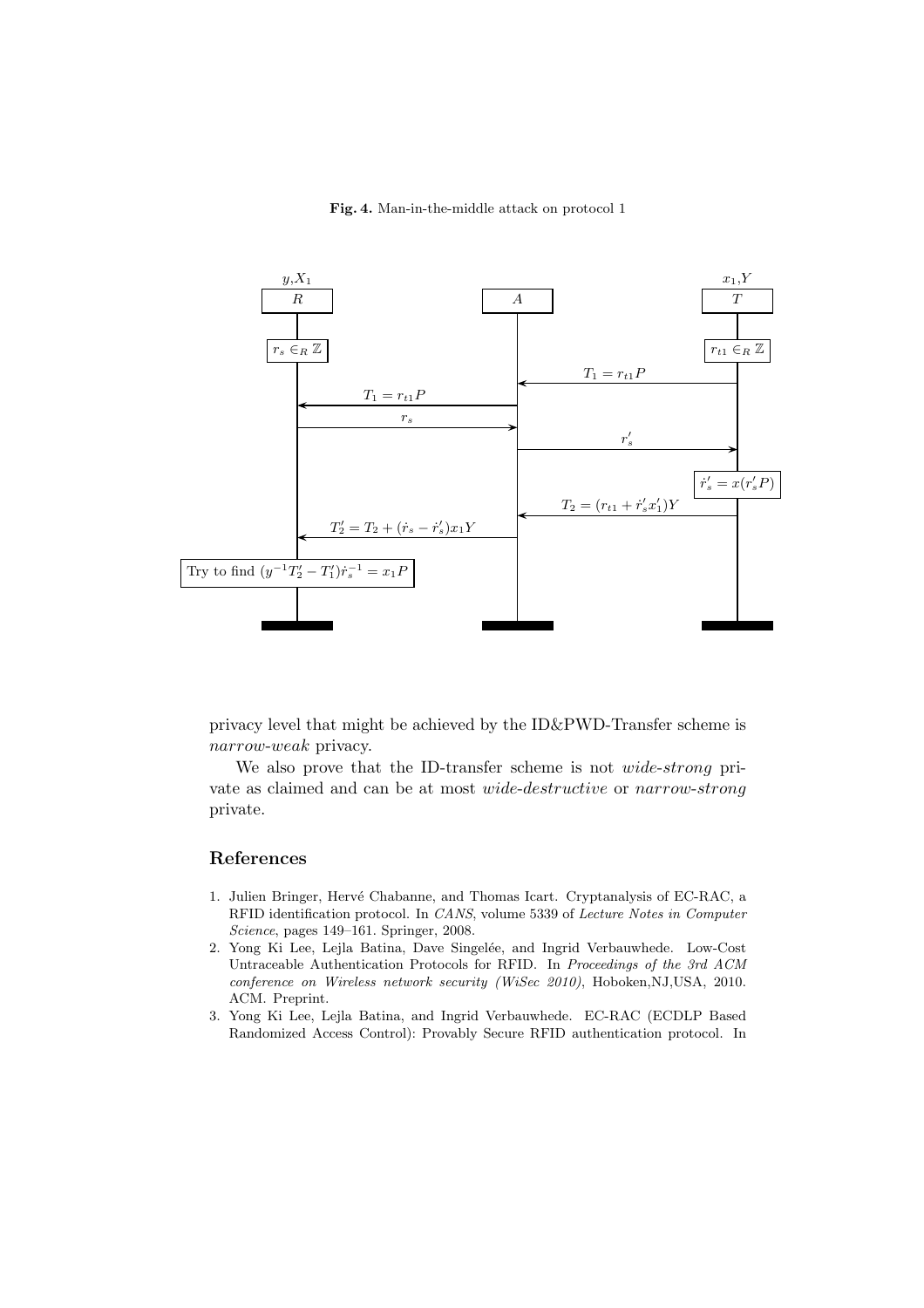**Fig. 4.** Man-in-the-middle attack on protocol 1

$R$ ($y, X_1$) — $A$ — $T$ ($x_1, Y$)

- $R$: $r_s \in_R \mathbb{Z}$
- $T$: $r_{t1} \in_R \mathbb{Z}$
- $T \to A$: $T_1 = r_{t1}P$
- $A \to R$: $T_1 = r_{t1}P$
- $R \to A$: $r_s$
- $A \to T$: $r'_s$
- $T$: $\dot{r}'_s = x(r'_s P)$
- $T \to A$: $T_2 = (r_{t1} + \dot{r}'_s x'_1)Y$
- $A \to R$: $T'_2 = T_2 + (\dot{r}_s - \dot{r}'_s)x_1 Y$
- $R$: Try to find $(y^{-1}T'_2 - T'_1)\dot{r}_s^{-1} = x_1 P$

privacy level that might be achieved by the ID&PWD-Transfer scheme is *narrow-weak* privacy.

We also prove that the ID-transfer scheme is not *wide-strong* private as claimed and can be at most *wide-destructive* or *narrow-strong* private.

## References

1. Julien Bringer, Hervé Chabanne, and Thomas Icart. Cryptanalysis of EC-RAC, a RFID identification protocol. In *CANS*, volume 5339 of *Lecture Notes in Computer Science*, pages 149–161. Springer, 2008.
2. Yong Ki Lee, Lejla Batina, Dave Singelée, and Ingrid Verbauwhede. Low-Cost Untraceable Authentication Protocols for RFID. In *Proceedings of the 3rd ACM conference on Wireless network security (WiSec 2010)*, Hoboken,NJ,USA, 2010. ACM. Preprint.
3. Yong Ki Lee, Lejla Batina, and Ingrid Verbauwhede. EC-RAC (ECDLP Based Randomized Access Control): Provably Secure RFID authentication protocol. In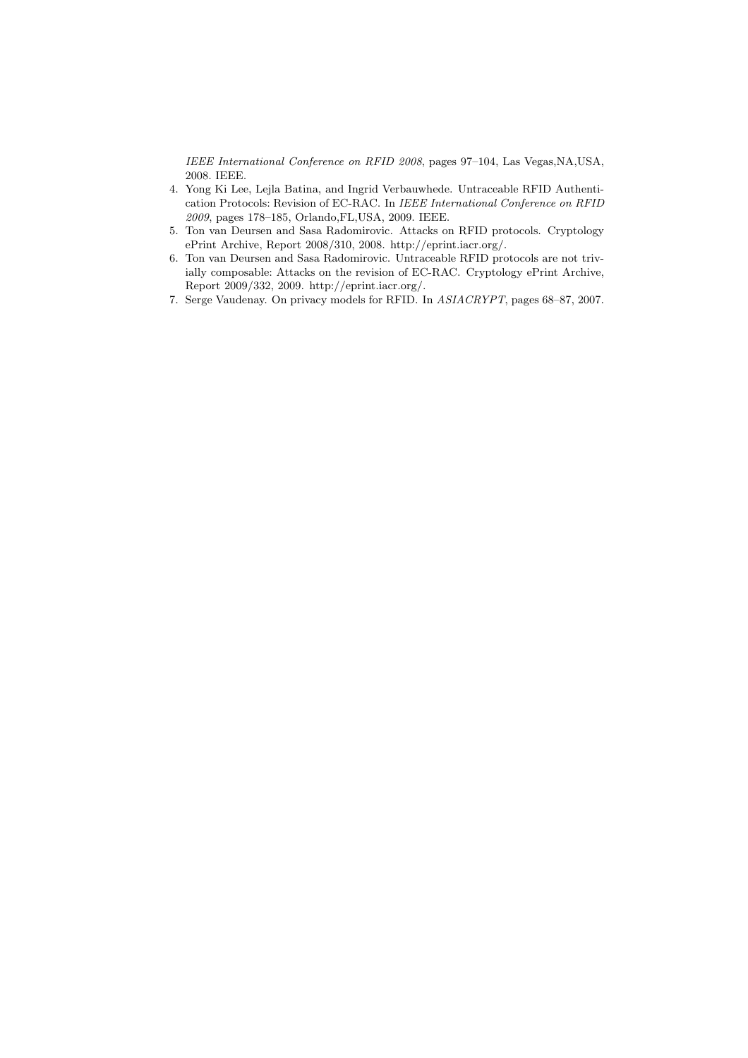*IEEE International Conference on RFID 2008*, pages 97–104, Las Vegas,NA,USA, 2008. IEEE.

4. Yong Ki Lee, Lejla Batina, and Ingrid Verbauwhede. Untraceable RFID Authentication Protocols: Revision of EC-RAC. In *IEEE International Conference on RFID 2009*, pages 178–185, Orlando,FL,USA, 2009. IEEE.
5. Ton van Deursen and Sasa Radomirovic. Attacks on RFID protocols. Cryptology ePrint Archive, Report 2008/310, 2008. http://eprint.iacr.org/.
6. Ton van Deursen and Sasa Radomirovic. Untraceable RFID protocols are not trivially composable: Attacks on the revision of EC-RAC. Cryptology ePrint Archive, Report 2009/332, 2009. http://eprint.iacr.org/.
7. Serge Vaudenay. On privacy models for RFID. In *ASIACRYPT*, pages 68–87, 2007.